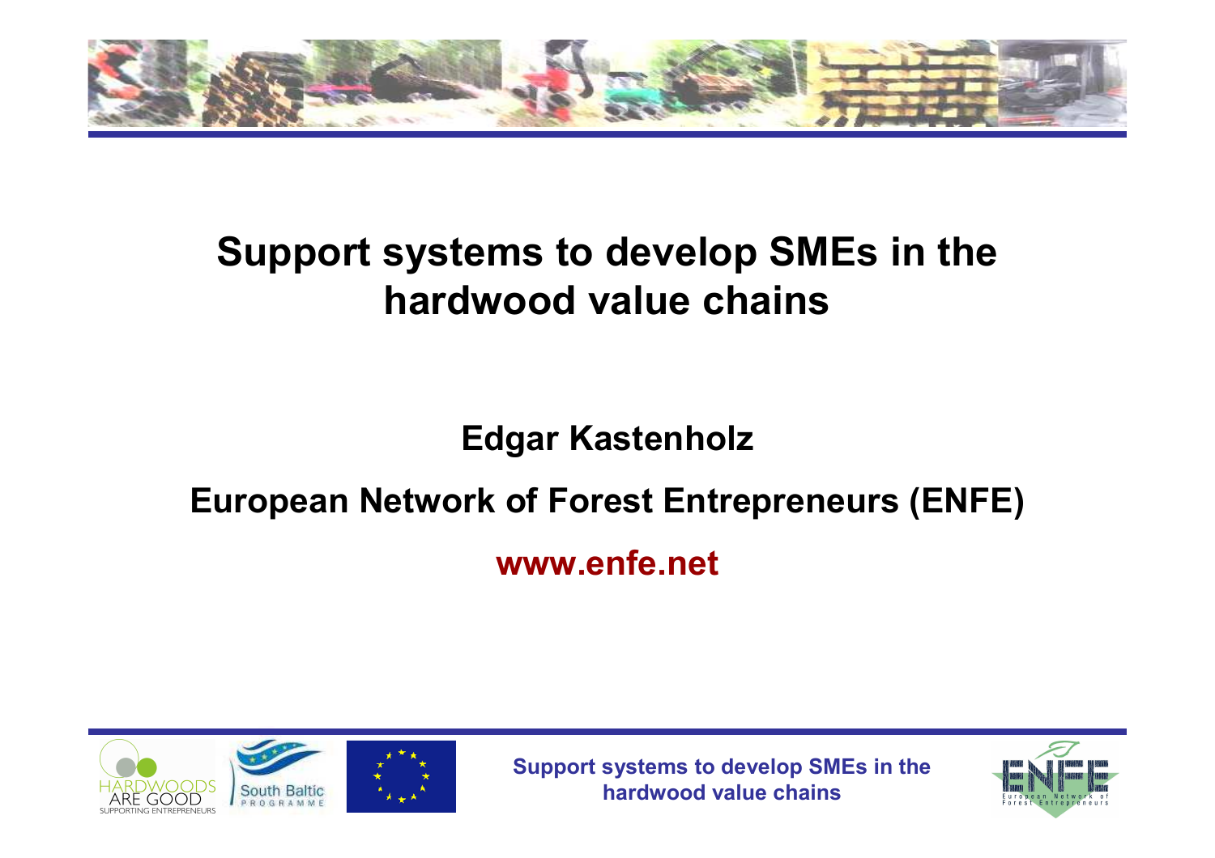# Support systems to develop SMEs in the hardwood value chains

**Edgar Kastenholz**

**European Network of Forest Entrepreneurs (ENFE)**

**www.enfe.net**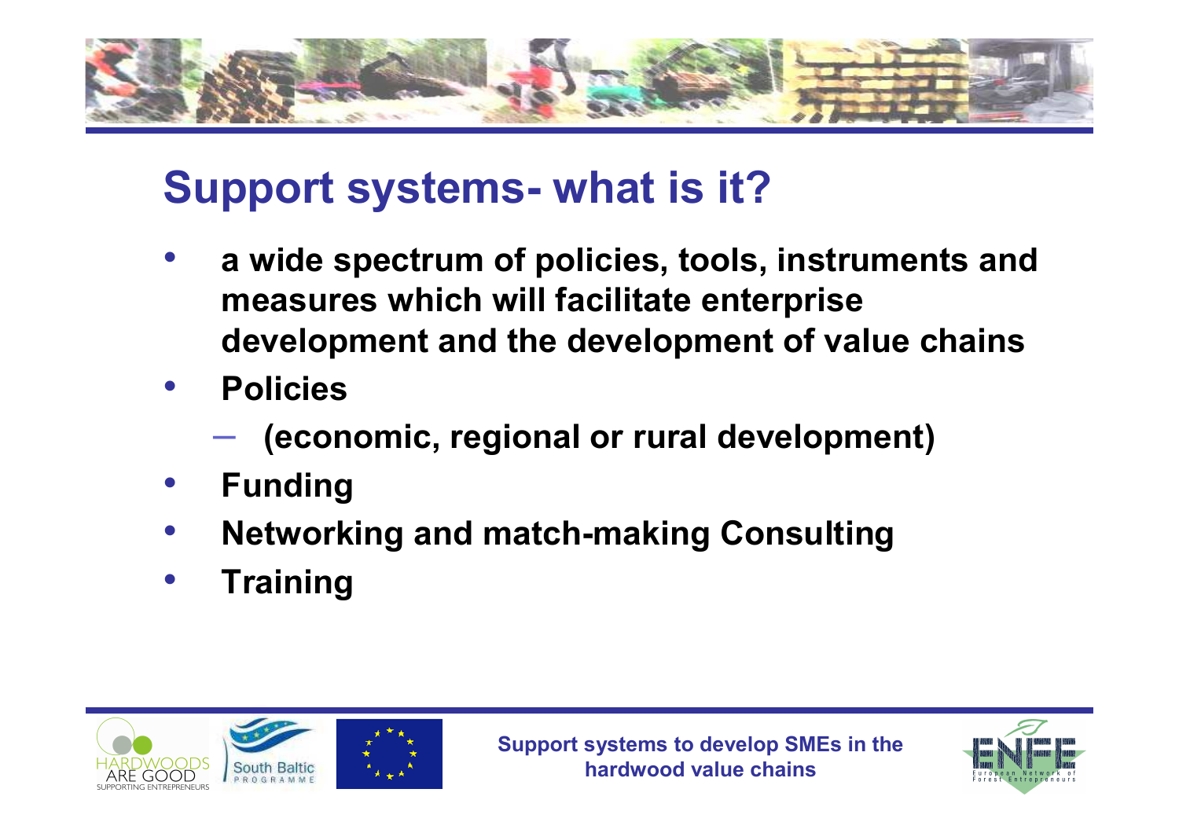# Support systems- what is it?

- **a wide spectrum of policies, tools, instruments and measures which will facilitate enterprise development and the development of value chains**
- **Policies**
  - **(economic, regional or rural development)**
- **Funding**
- **Networking and match-making Consulting**
- **Training**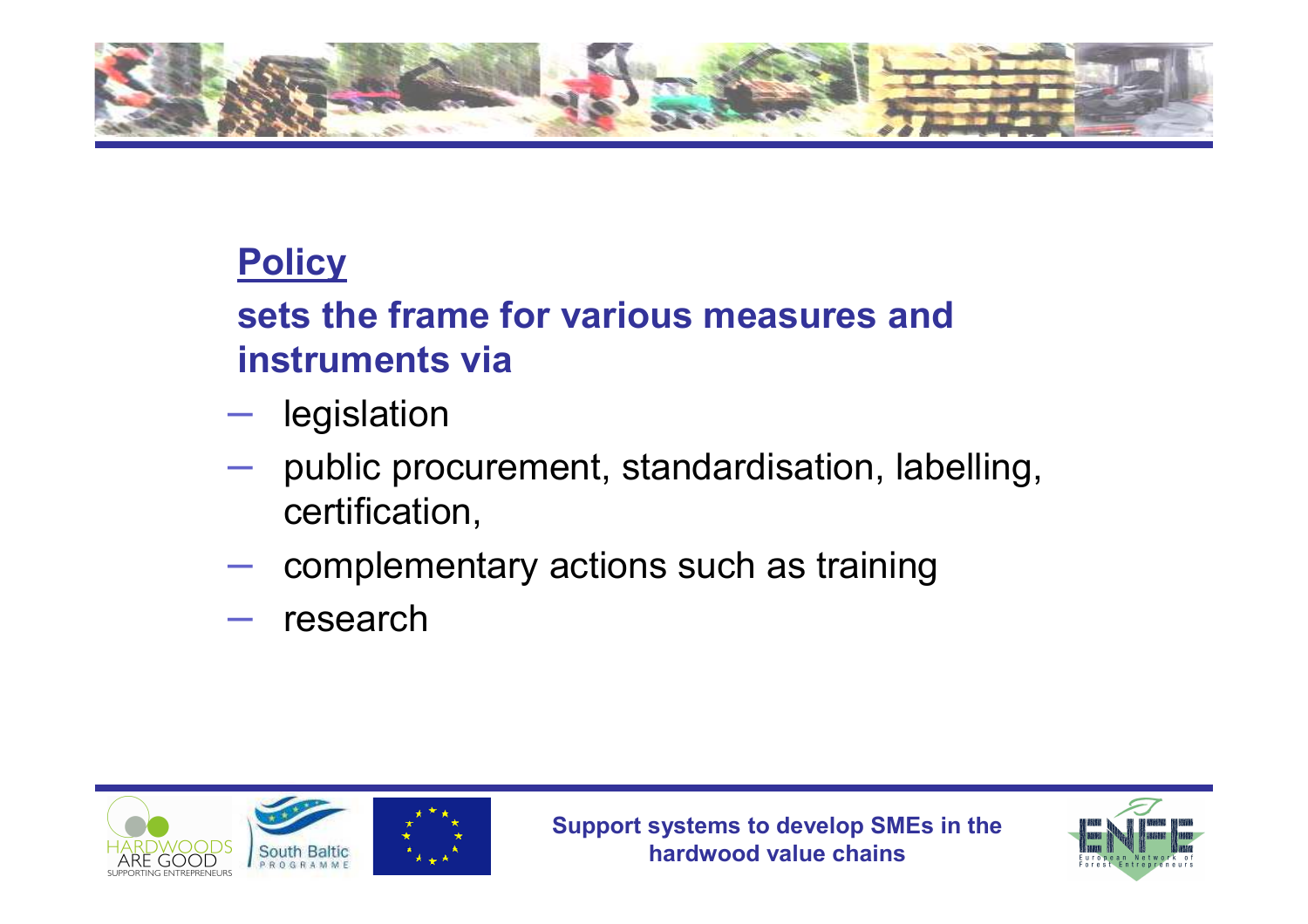## Policy

**sets the frame for various measures and instruments via**

- legislation
- public procurement, standardisation, labelling, certification,
- complementary actions such as training
- research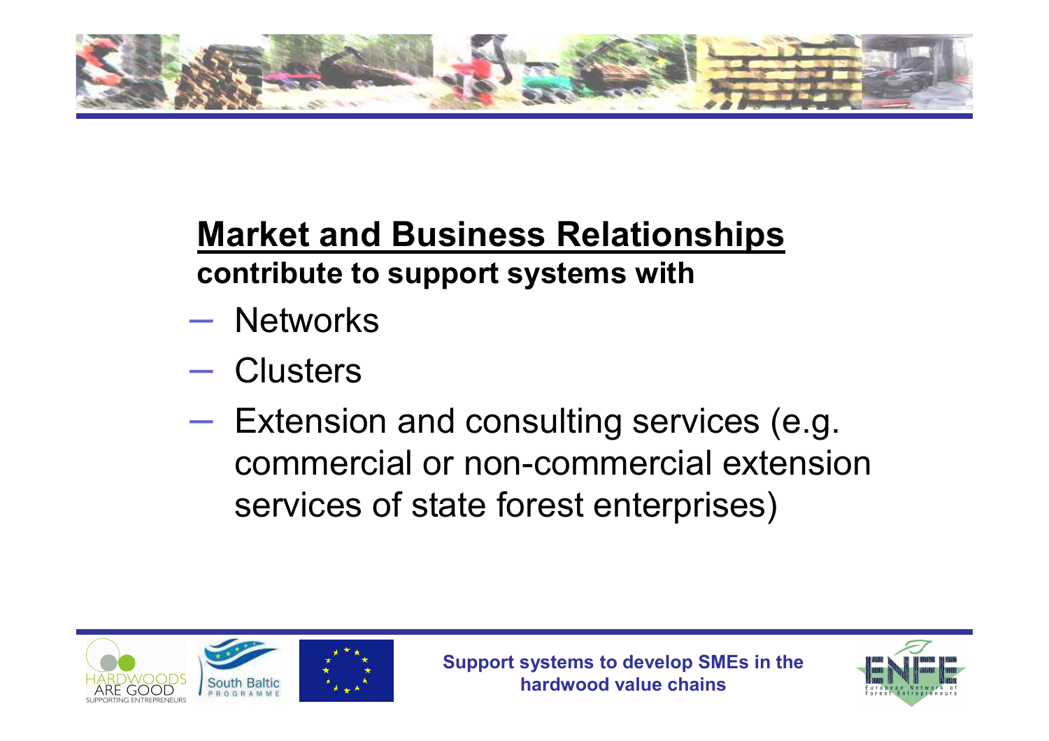## Market and Business Relationships

**contribute to support systems with**

- Networks
- Clusters
- Extension and consulting services (e.g. commercial or non-commercial extension services of state forest enterprises)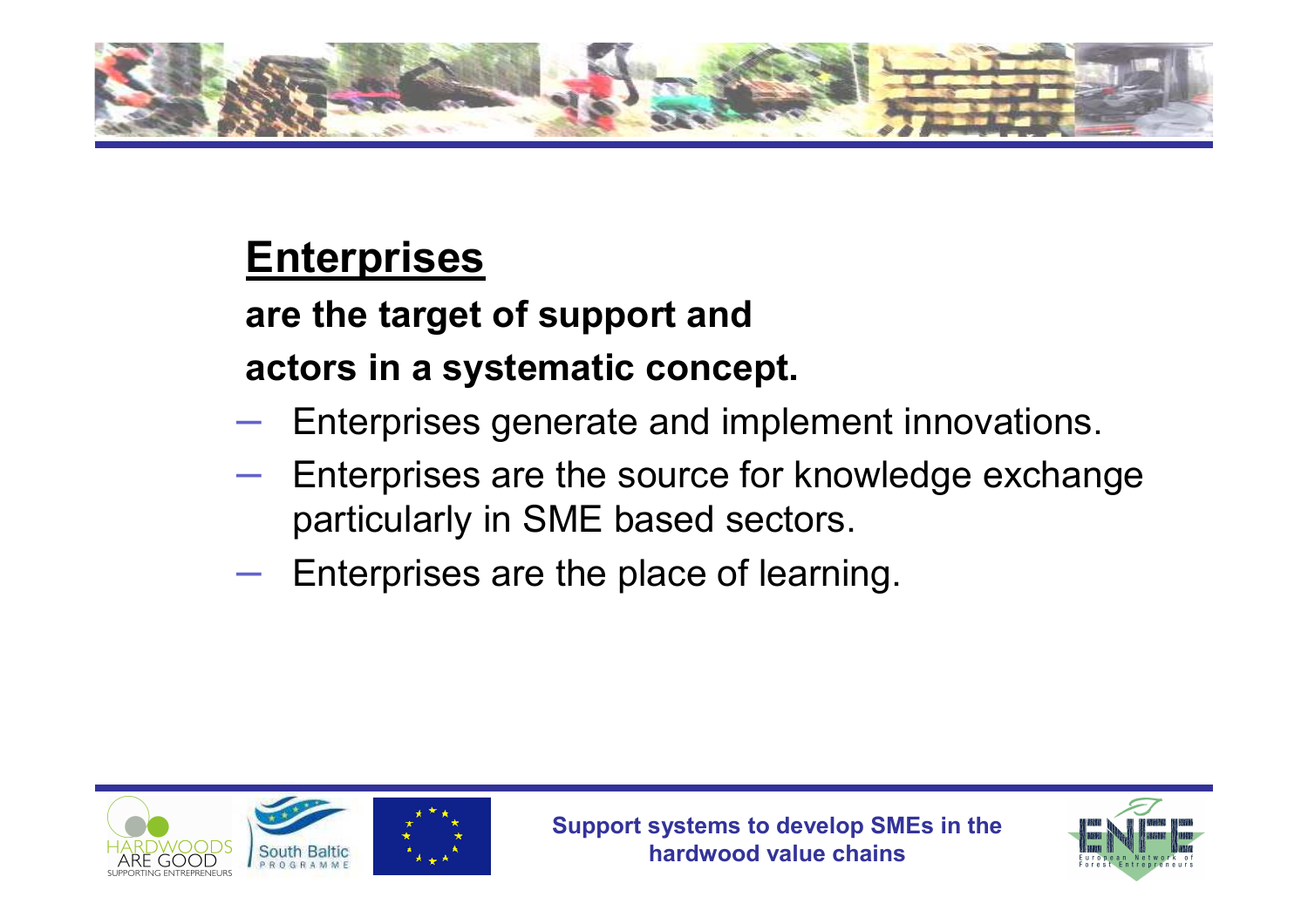## Enterprises

**are the target of support and**

**actors in a systematic concept.**

- Enterprises generate and implement innovations.
- Enterprises are the source for knowledge exchange particularly in SME based sectors.
- Enterprises are the place of learning.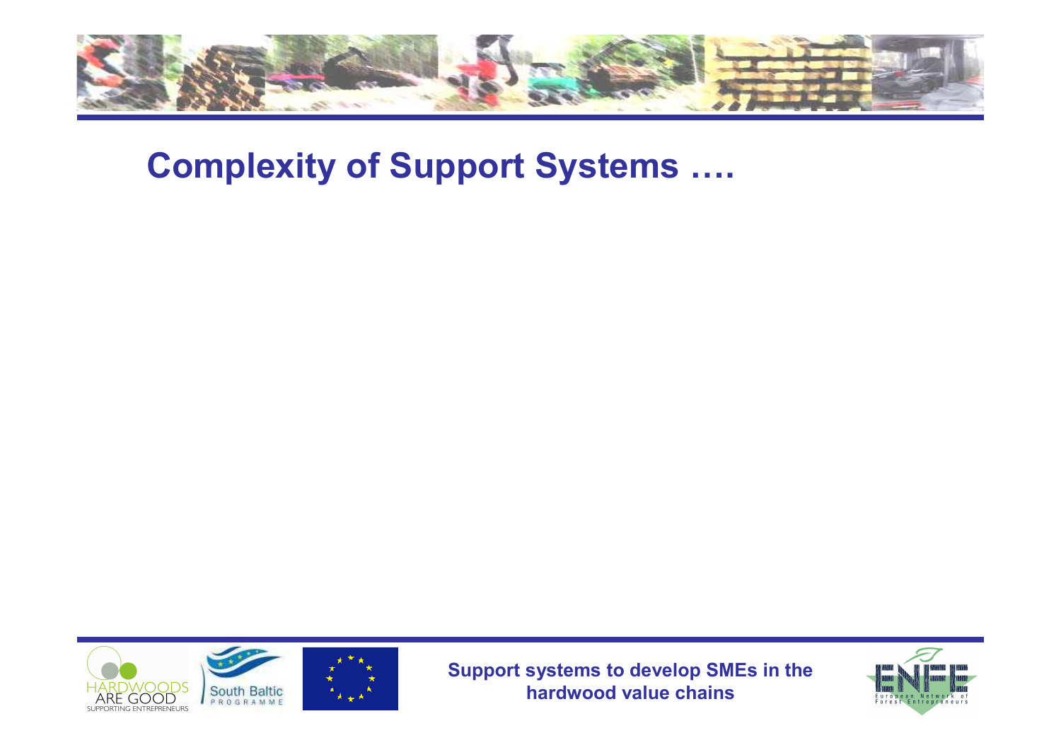# Complexity of Support Systems ….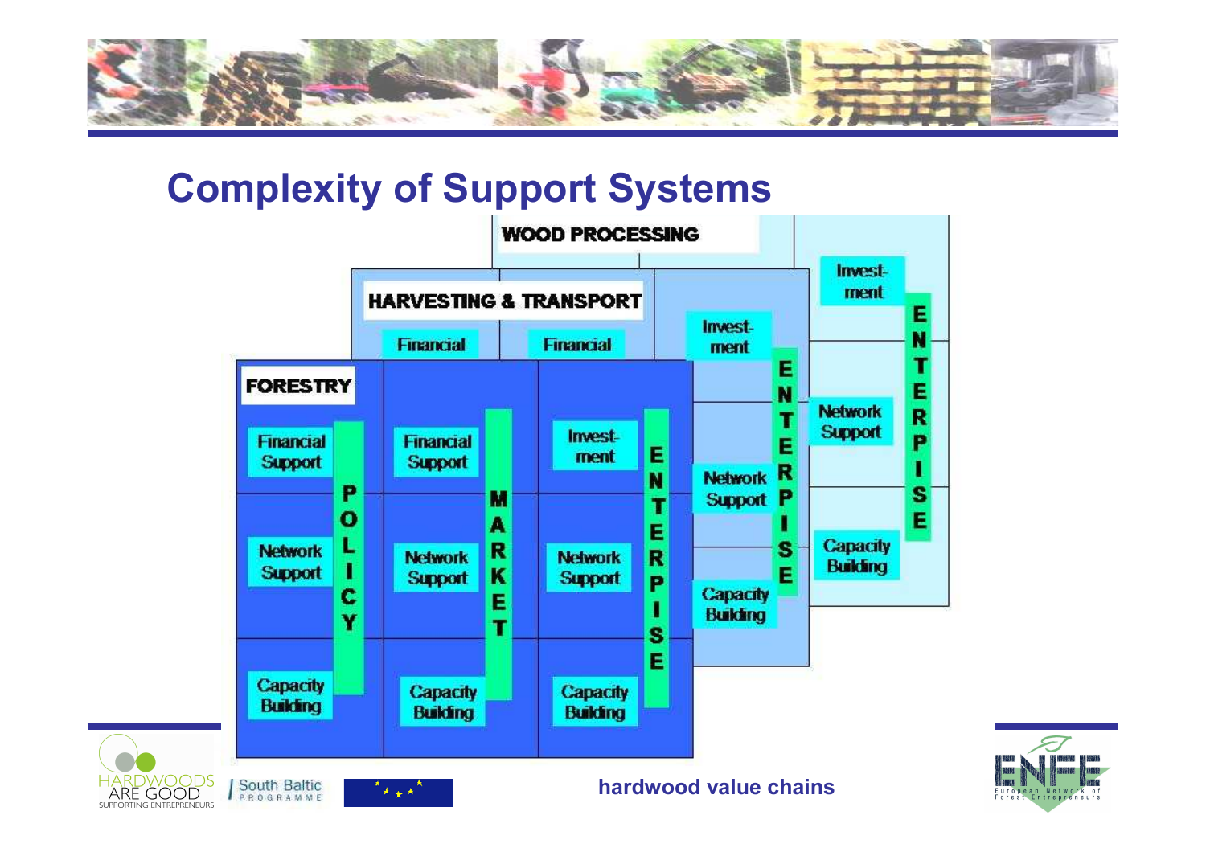## Complexity of Support Systems

**WOOD PROCESSING**

- Invest-ment
- Network Support
- Capacity Building
- ENTERPRISE

**HARVESTING & TRANSPORT**

- Financial
- Financial
- Invest-ment
- Network Support
- Capacity Building
- ENTERPRISE

**FORESTRY**

| POLICY | MARKET | ENTERPRISE |
|---|---|---|
| Financial Support | Financial Support | Invest-ment |
| Network Support | Network Support | Network Support |
| Capacity Building | Capacity Building | Capacity Building |

hardwood value chains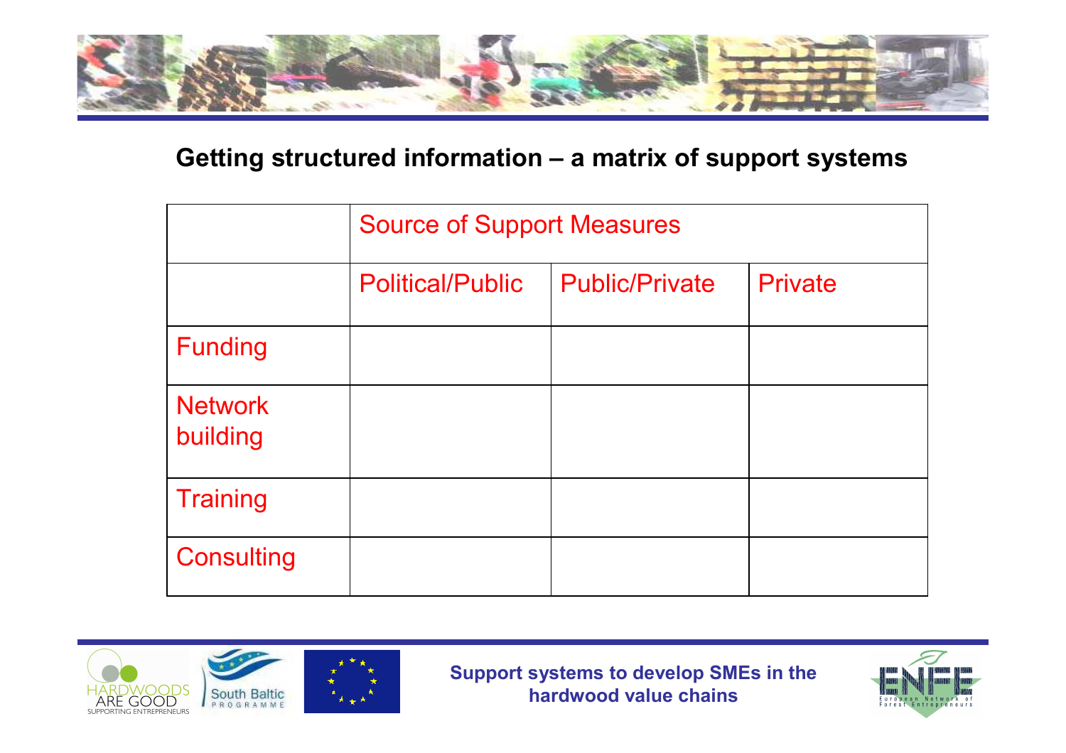## Getting structured information – a matrix of support systems

| | Source of Support Measures | | |
|---|---|---|---|
| | Political/Public | Public/Private | Private |
| Funding | | | |
| Network building | | | |
| Training | | | |
| Consulting | | | |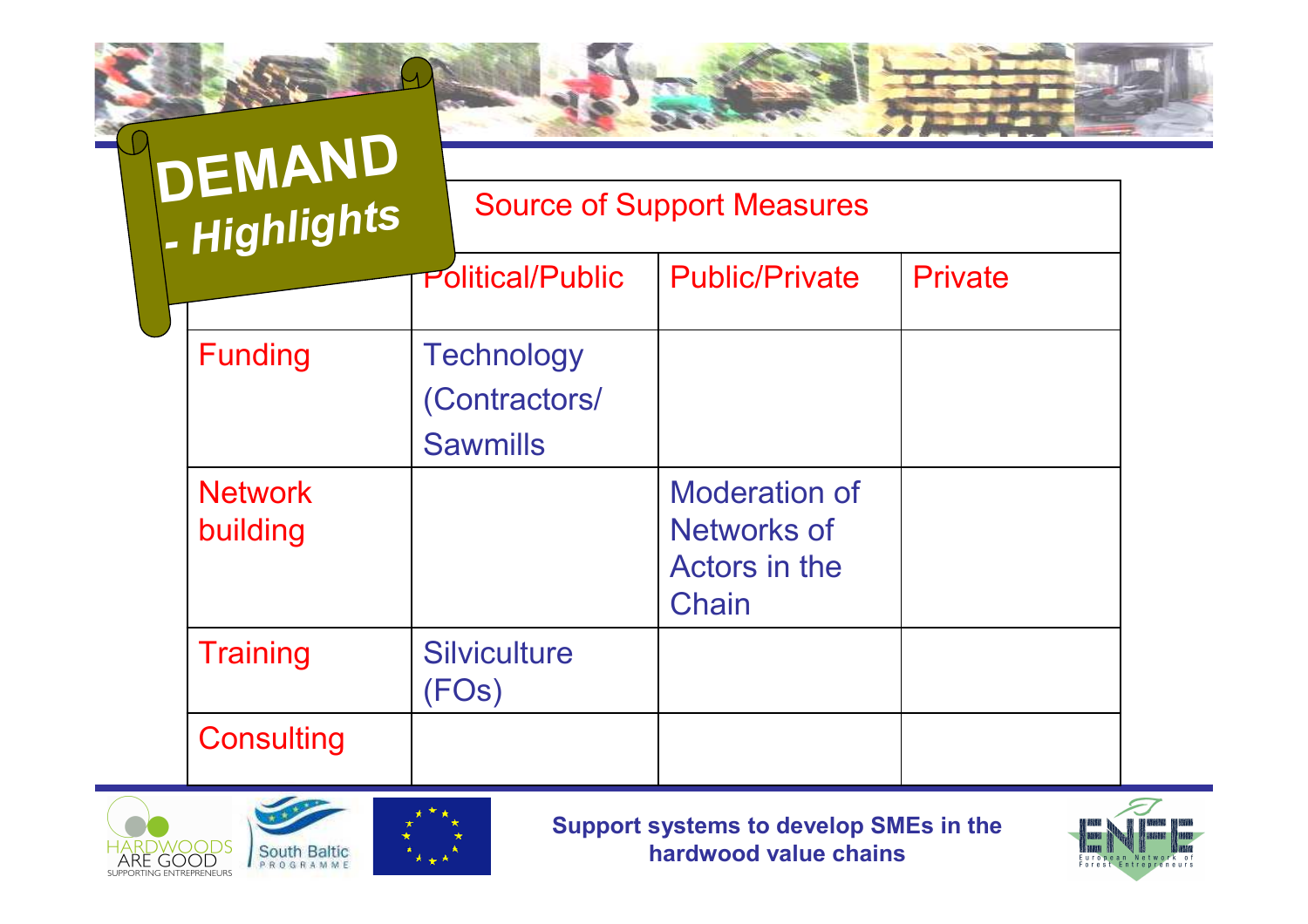# DEMAND - Highlights

| | Source of Support Measures | | |
|---|---|---|---|
| | Political/Public | Public/Private | Private |
| Funding | Technology (Contractors/ Sawmills | | |
| Network building | | Moderation of Networks of Actors in the Chain | |
| Training | Silviculture (FOs) | | |
| Consulting | | | |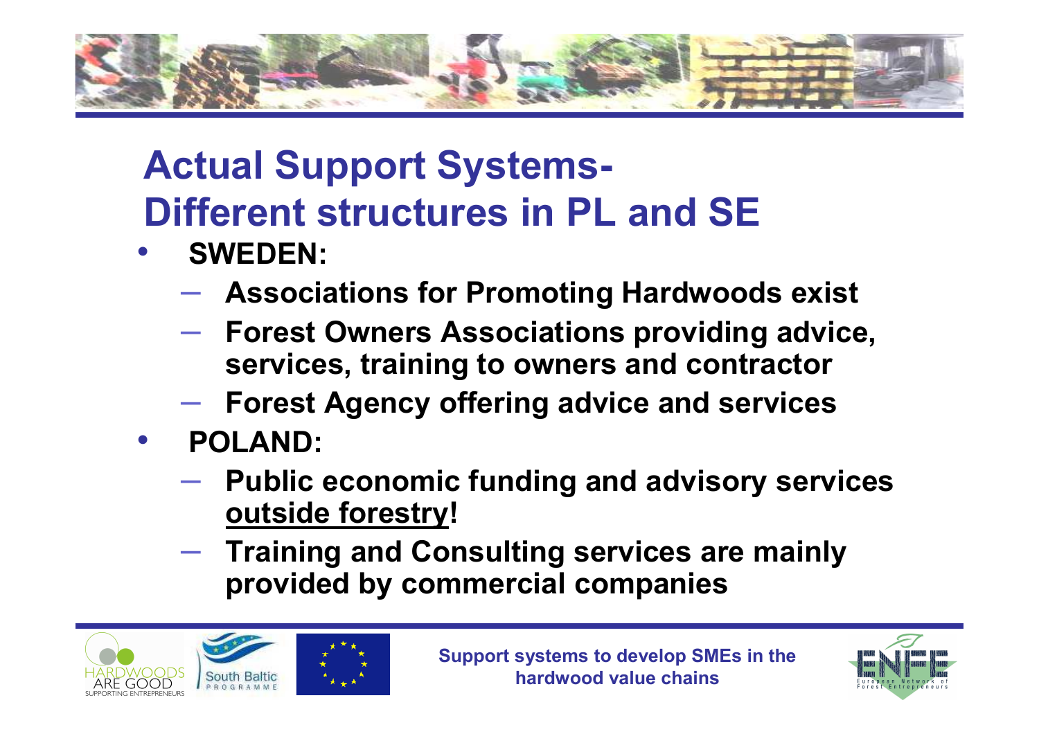# Actual Support Systems- Different structures in PL and SE

- **SWEDEN:**
  - **Associations for Promoting Hardwoods exist**
  - **Forest Owners Associations providing advice, services, training to owners and contractor**
  - **Forest Agency offering advice and services**
- **POLAND:**
  - **Public economic funding and advisory services <u>outside forestry</u>!**
  - **Training and Consulting services are mainly provided by commercial companies**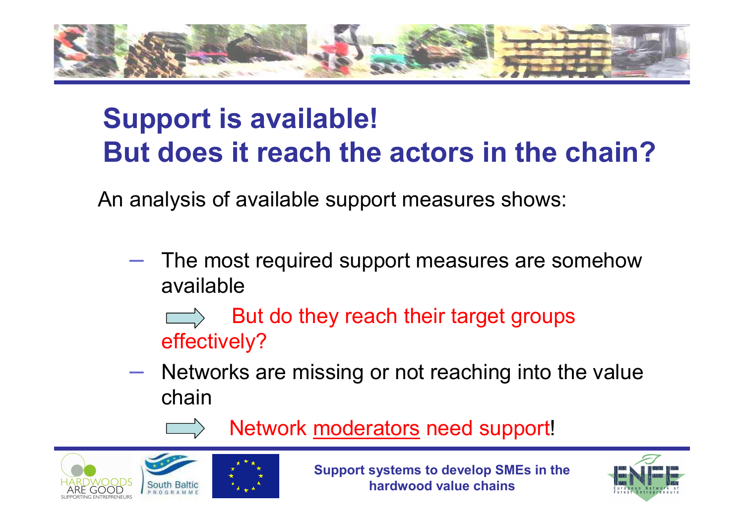# Support is available!
# But does it reach the actors in the chain?

An analysis of available support measures shows:

- The most required support measures are somehow available

  ⇒ But do they reach their target groups effectively?

- Networks are missing or not reaching into the value chain

  ⇒ Network moderators need support!

Support systems to develop SMEs in the hardwood value chains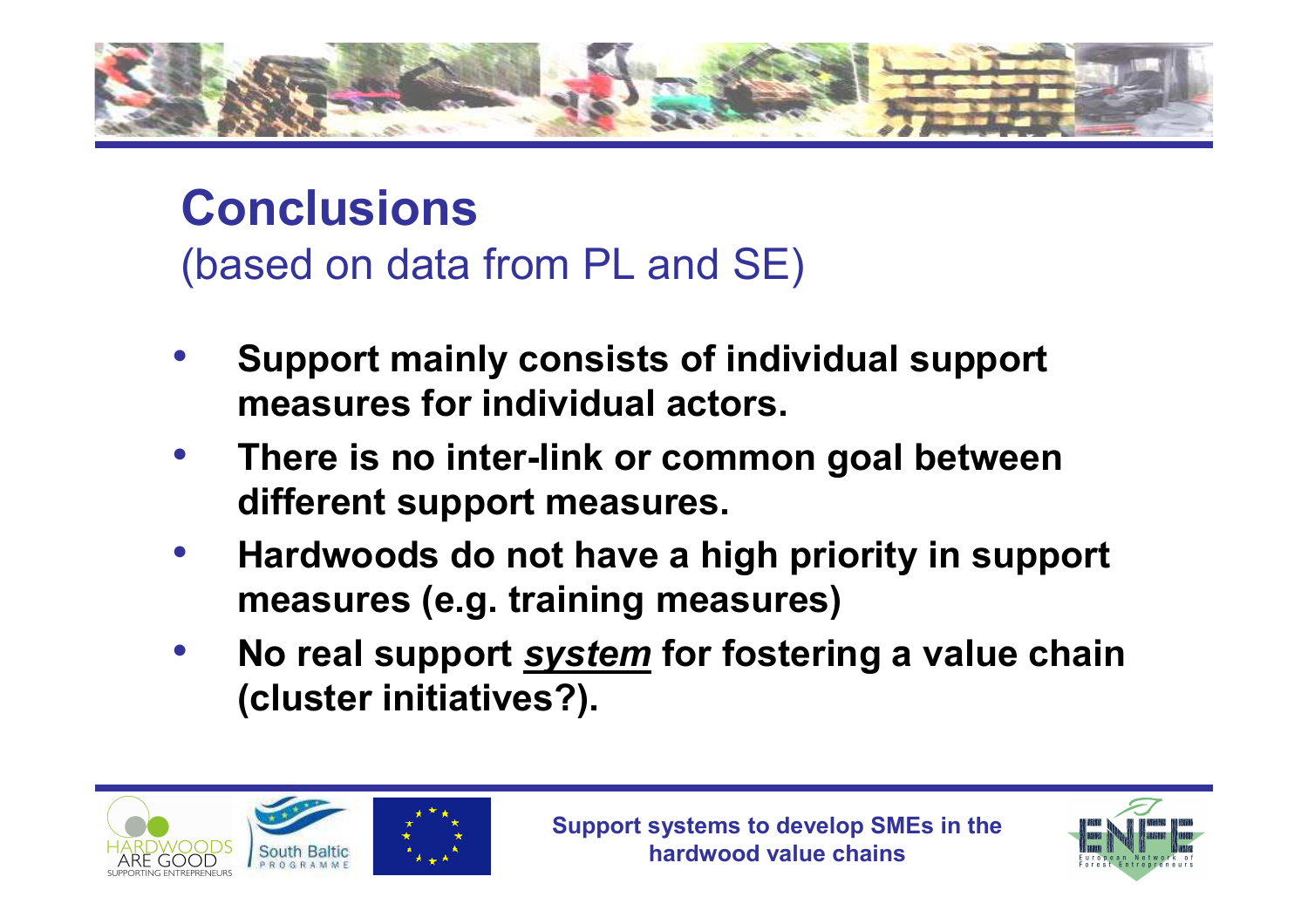# Conclusions

(based on data from PL and SE)

- **Support mainly consists of individual support measures for individual actors.**
- **There is no inter-link or common goal between different support measures.**
- **Hardwoods do not have a high priority in support measures (e.g. training measures)**
- **No real support *<u>system</u>* for fostering a value chain (cluster initiatives?).**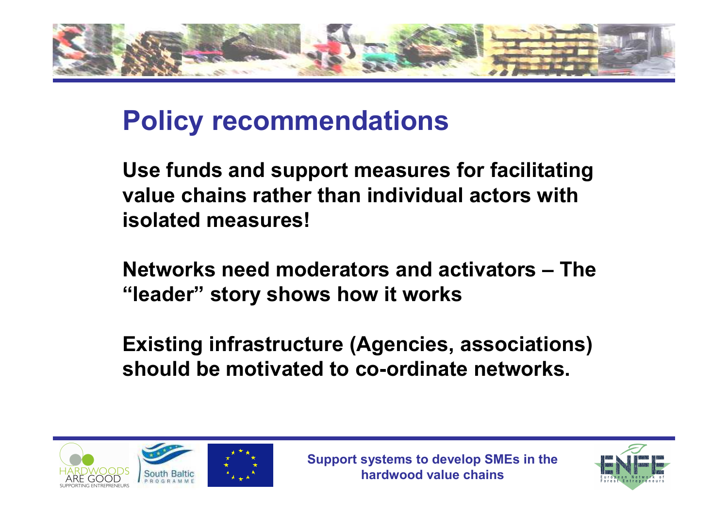## Policy recommendations

**Use funds and support measures for facilitating value chains rather than individual actors with isolated measures!**

**Networks need moderators and activators – The "leader" story shows how it works**

**Existing infrastructure (Agencies, associations) should be motivated to co-ordinate networks.**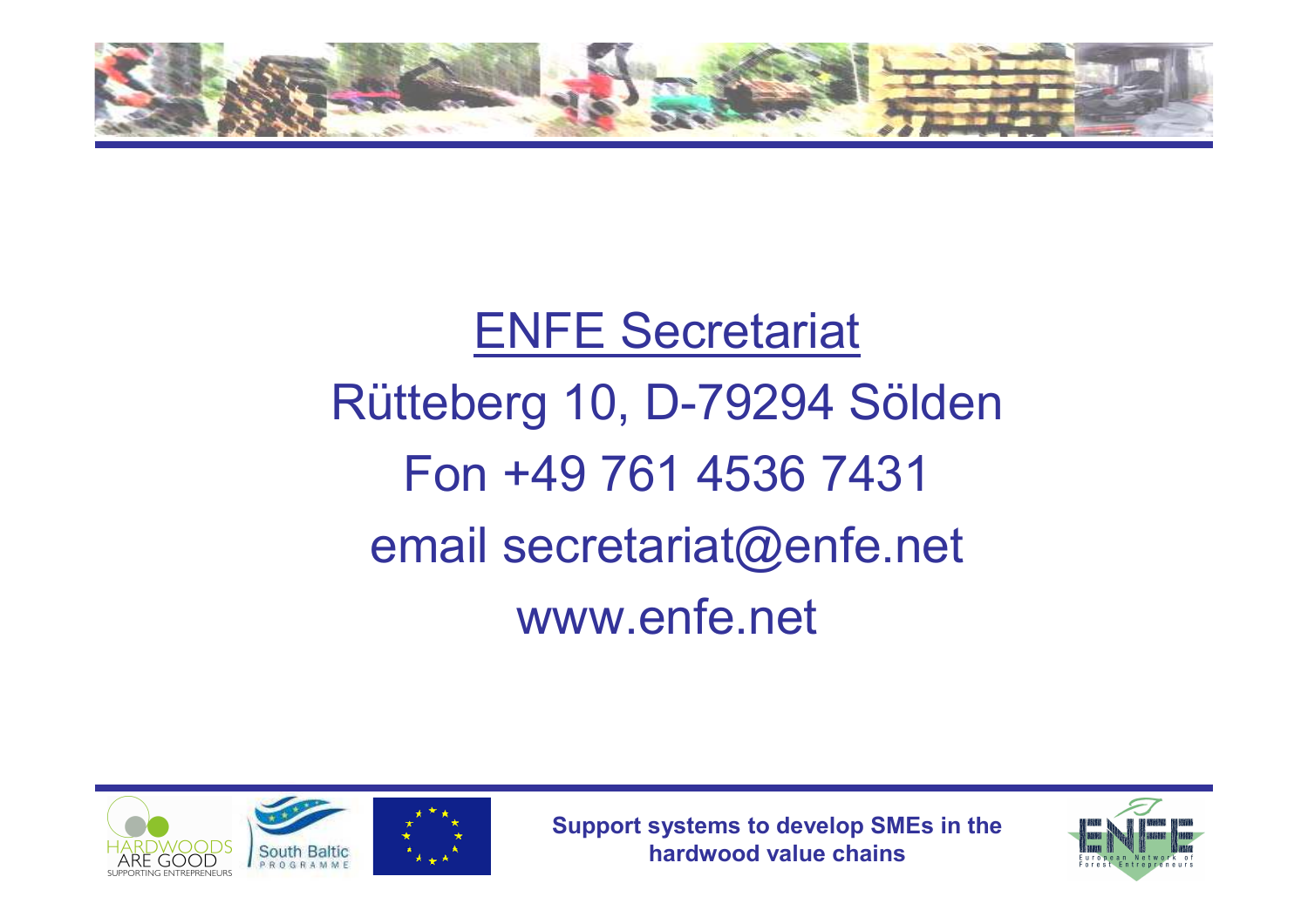ENFE Secretariat

Rütteberg 10, D-79294 Sölden

Fon +49 761 4536 7431

email secretariat@enfe.net

www.enfe.net